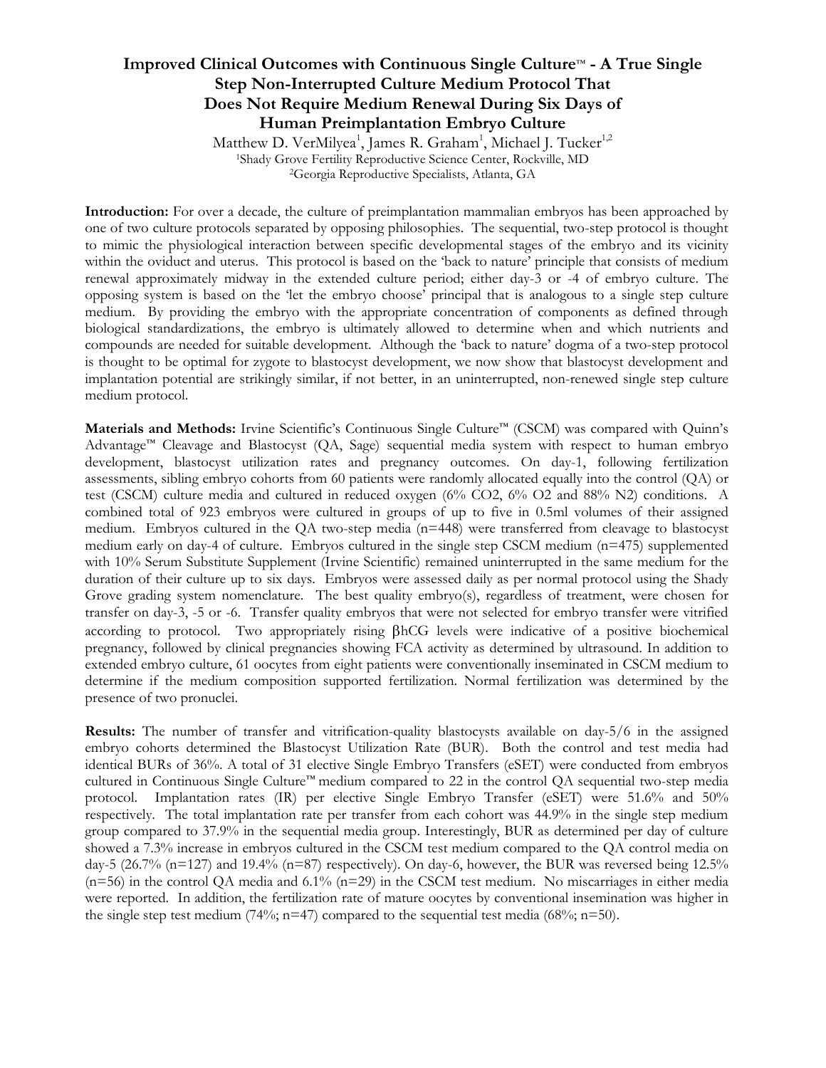# Improved Clinical Outcomes with Continuous Single Culture™ - A True Single Step Non-Interrupted Culture Medium Protocol That Does Not Require Medium Renewal During Six Days of Human Preimplantation Embryo Culture

Matthew D. VerMilyea[1], James R. Graham[1], Michael J. Tucker[1,2]

[1]Shady Grove Fertility Reproductive Science Center, Rockville, MD

[2]Georgia Reproductive Specialists, Atlanta, GA

**Introduction:** For over a decade, the culture of preimplantation mammalian embryos has been approached by one of two culture protocols separated by opposing philosophies. The sequential, two-step protocol is thought to mimic the physiological interaction between specific developmental stages of the embryo and its vicinity within the oviduct and uterus. This protocol is based on the 'back to nature' principle that consists of medium renewal approximately midway in the extended culture period; either day-3 or -4 of embryo culture. The opposing system is based on the 'let the embryo choose' principal that is analogous to a single step culture medium. By providing the embryo with the appropriate concentration of components as defined through biological standardizations, the embryo is ultimately allowed to determine when and which nutrients and compounds are needed for suitable development. Although the 'back to nature' dogma of a two-step protocol is thought to be optimal for zygote to blastocyst development, we now show that blastocyst development and implantation potential are strikingly similar, if not better, in an uninterrupted, non-renewed single step culture medium protocol.

**Materials and Methods:** Irvine Scientific's Continuous Single Culture™ (CSCM) was compared with Quinn's Advantage™ Cleavage and Blastocyst (QA, Sage) sequential media system with respect to human embryo development, blastocyst utilization rates and pregnancy outcomes. On day-1, following fertilization assessments, sibling embryo cohorts from 60 patients were randomly allocated equally into the control (QA) or test (CSCM) culture media and cultured in reduced oxygen (6% $CO_2$, 6% $O_2$ and 88% $N_2$) conditions. A combined total of 923 embryos were cultured in groups of up to five in 0.5ml volumes of their assigned medium. Embryos cultured in the QA two-step media (n=448) were transferred from cleavage to blastocyst medium early on day-4 of culture. Embryos cultured in the single step CSCM medium (n=475) supplemented with 10% Serum Substitute Supplement (Irvine Scientific) remained uninterrupted in the same medium for the duration of their culture up to six days. Embryos were assessed daily as per normal protocol using the Shady Grove grading system nomenclature. The best quality embryo(s), regardless of treatment, were chosen for transfer on day-3, -5 or -6. Transfer quality embryos that were not selected for embryo transfer were vitrified according to protocol. Two appropriately rising βhCG levels were indicative of a positive biochemical pregnancy, followed by clinical pregnancies showing FCA activity as determined by ultrasound. In addition to extended embryo culture, 61 oocytes from eight patients were conventionally inseminated in CSCM medium to determine if the medium composition supported fertilization. Normal fertilization was determined by the presence of two pronuclei.

**Results:** The number of transfer and vitrification-quality blastocysts available on day-5/6 in the assigned embryo cohorts determined the Blastocyst Utilization Rate (BUR). Both the control and test media had identical BURs of 36%. A total of 31 elective Single Embryo Transfers (eSET) were conducted from embryos cultured in Continuous Single Culture™ medium compared to 22 in the control QA sequential two-step media protocol. Implantation rates (IR) per elective Single Embryo Transfer (eSET) were 51.6% and 50% respectively. The total implantation rate per transfer from each cohort was 44.9% in the single step medium group compared to 37.9% in the sequential media group. Interestingly, BUR as determined per day of culture showed a 7.3% increase in embryos cultured in the CSCM test medium compared to the QA control media on day-5 (26.7% (n=127) and 19.4% (n=87) respectively). On day-6, however, the BUR was reversed being 12.5% (n=56) in the control QA media and 6.1% (n=29) in the CSCM test medium. No miscarriages in either media were reported. In addition, the fertilization rate of mature oocytes by conventional insemination was higher in the single step test medium (74%; n=47) compared to the sequential test media (68%; n=50).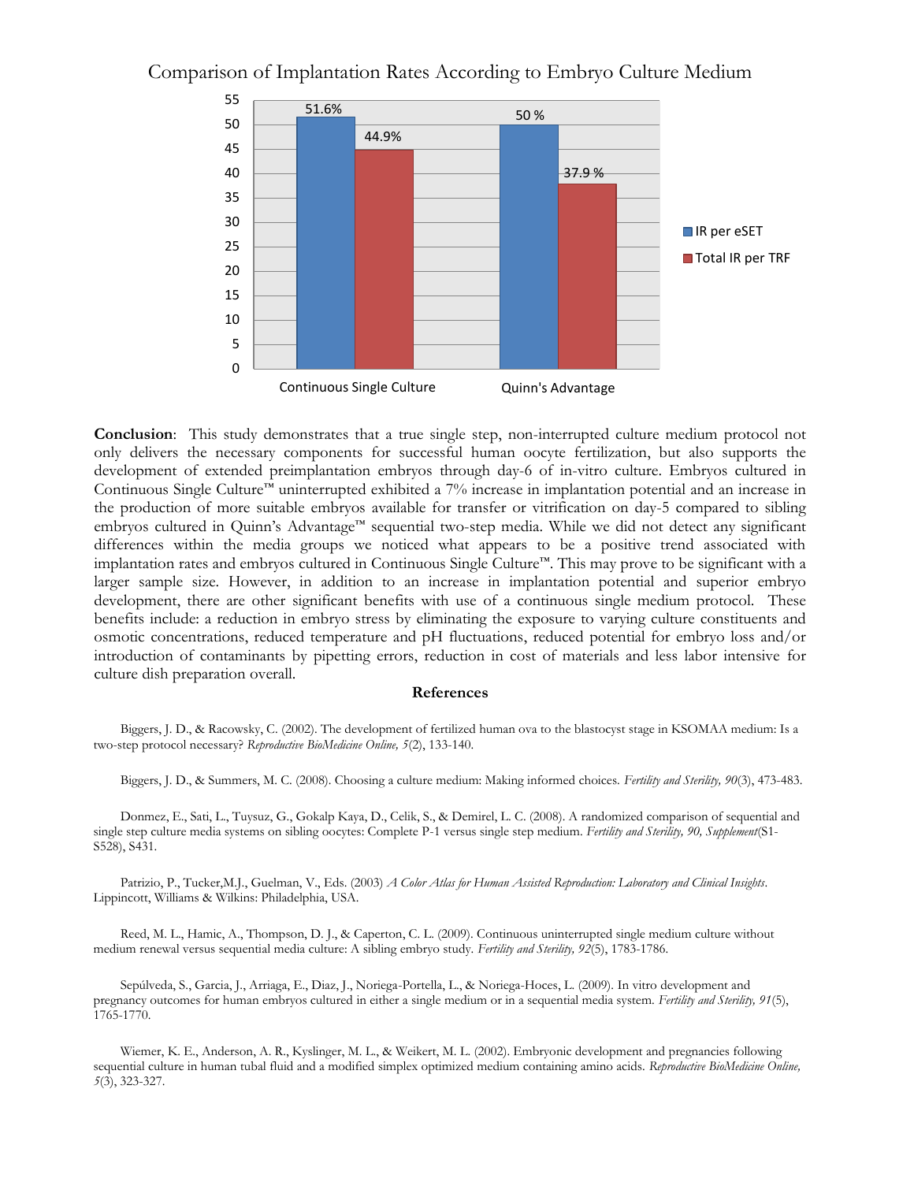Comparison of Implantation Rates According to Embryo Culture Medium

55
50
45
40
35
30
25
20
15
10
5
0

51.6%
44.9%
50 %
37.9 %

Continuous Single Culture
Quinn's Advantage

IR per eSET
Total IR per TRF

**Conclusion**: This study demonstrates that a true single step, non-interrupted culture medium protocol not only delivers the necessary components for successful human oocyte fertilization, but also supports the development of extended preimplantation embryos through day-6 of in-vitro culture. Embryos cultured in Continuous Single Culture™ uninterrupted exhibited a 7% increase in implantation potential and an increase in the production of more suitable embryos available for transfer or vitrification on day-5 compared to sibling embryos cultured in Quinn's Advantage™ sequential two-step media. While we did not detect any significant differences within the media groups we noticed what appears to be a positive trend associated with implantation rates and embryos cultured in Continuous Single Culture™. This may prove to be significant with a larger sample size. However, in addition to an increase in implantation potential and superior embryo development, there are other significant benefits with use of a continuous single medium protocol. These benefits include: a reduction in embryo stress by eliminating the exposure to varying culture constituents and osmotic concentrations, reduced temperature and pH fluctuations, reduced potential for embryo loss and/or introduction of contaminants by pipetting errors, reduction in cost of materials and less labor intensive for culture dish preparation overall.

## References

Biggers, J. D., & Racowsky, C. (2002). The development of fertilized human ova to the blastocyst stage in KSOMAA medium: Is a two-step protocol necessary? *Reproductive BioMedicine Online, 5*(2), 133-140.

Biggers, J. D., & Summers, M. C. (2008). Choosing a culture medium: Making informed choices. *Fertility and Sterility, 90*(3), 473-483.

Donmez, E., Sati, L., Tuysuz, G., Gokalp Kaya, D., Celik, S., & Demirel, L. C. (2008). A randomized comparison of sequential and single step culture media systems on sibling oocytes: Complete P-1 versus single step medium. *Fertility and Sterility, 90, Supplement*(S1-S528), S431.

Patrizio, P., Tucker,M.J., Guelman, V., Eds. (2003) *A Color Atlas for Human Assisted Reproduction: Laboratory and Clinical Insights*. Lippincott, Williams & Wilkins: Philadelphia, USA.

Reed, M. L., Hamic, A., Thompson, D. J., & Caperton, C. L. (2009). Continuous uninterrupted single medium culture without medium renewal versus sequential media culture: A sibling embryo study. *Fertility and Sterility, 92*(5), 1783-1786.

Sepúlveda, S., Garcia, J., Arriaga, E., Diaz, J., Noriega-Portella, L., & Noriega-Hoces, L. (2009). In vitro development and pregnancy outcomes for human embryos cultured in either a single medium or in a sequential media system. *Fertility and Sterility, 91*(5), 1765-1770.

Wiemer, K. E., Anderson, A. R., Kyslinger, M. L., & Weikert, M. L. (2002). Embryonic development and pregnancies following sequential culture in human tubal fluid and a modified simplex optimized medium containing amino acids. *Reproductive BioMedicine Online, 5*(3), 323-327.